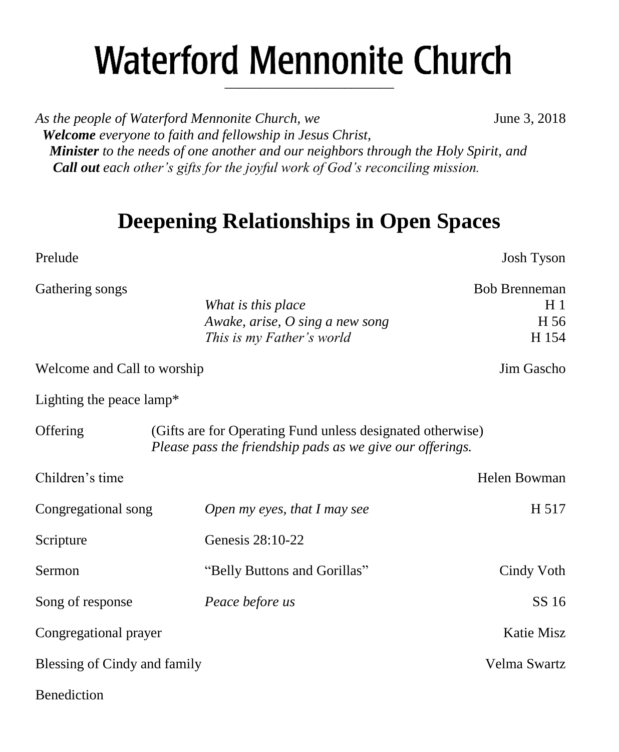# Waterford Mennonite Church

*As the people of Waterford Mennonite Church, we* June 3, 2018

***Welcome** everyone to faith and fellowship in Jesus Christ,*
***Minister** to the needs of one another and our neighbors through the Holy Spirit, and*
***Call out** each other's gifts for the joyful work of God's reconciling mission.*

## Deepening Relationships in Open Spaces

| | | |
|---|---|---|
| Prelude | | Josh Tyson |
| Gathering songs | | Bob Brenneman |
| | *What is this place* | H 1 |
| | *Awake, arise, O sing a new song* | H 56 |
| | *This is my Father's world* | H 154 |
| Welcome and Call to worship | | Jim Gascho |
| Lighting the peace lamp* | | |
| Offering | (Gifts are for Operating Fund unless designated otherwise) *Please pass the friendship pads as we give our offerings.* | |
| Children's time | | Helen Bowman |
| Congregational song | *Open my eyes, that I may see* | H 517 |
| Scripture | Genesis 28:10-22 | |
| Sermon | "Belly Buttons and Gorillas" | Cindy Voth |
| Song of response | *Peace before us* | SS 16 |
| Congregational prayer | | Katie Misz |
| Blessing of Cindy and family | | Velma Swartz |
| Benediction | | |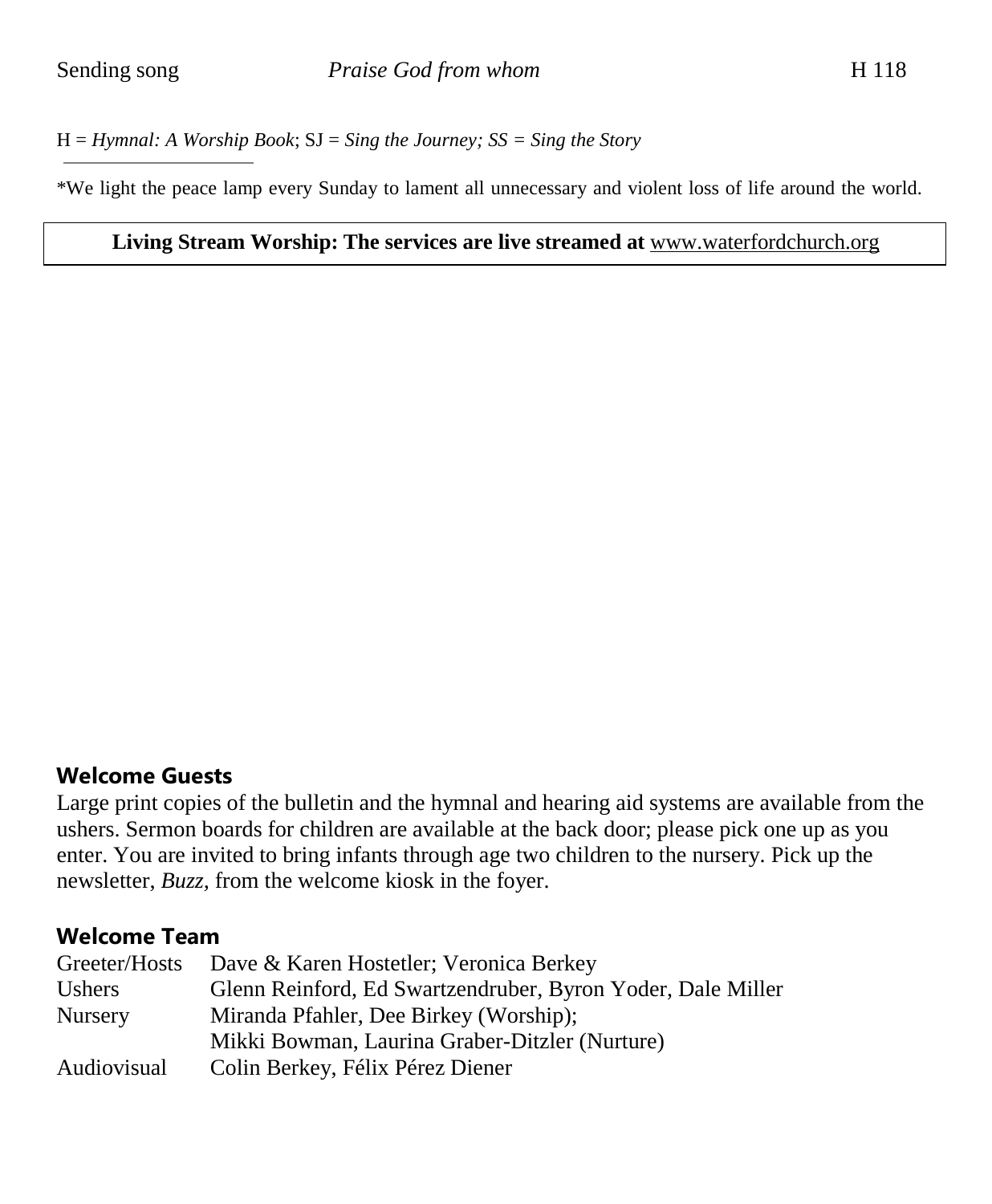| | | |
|---|---|---|
| Sending song | *Praise God from whom* | H 118 |

H = *Hymnal: A Worship Book*; SJ = *Sing the Journey; SS = Sing the Story*

\*We light the peace lamp every Sunday to lament all unnecessary and violent loss of life around the world.

**Living Stream Worship: The services are live streamed at** www.waterfordchurch.org

## Welcome Guests

Large print copies of the bulletin and the hymnal and hearing aid systems are available from the ushers. Sermon boards for children are available at the back door; please pick one up as you enter. You are invited to bring infants through age two children to the nursery. Pick up the newsletter, *Buzz,* from the welcome kiosk in the foyer.

## Welcome Team

| | |
|---|---|
| Greeter/Hosts | Dave & Karen Hostetler; Veronica Berkey |
| Ushers | Glenn Reinford, Ed Swartzendruber, Byron Yoder, Dale Miller |
| Nursery | Miranda Pfahler, Dee Birkey (Worship); Mikki Bowman, Laurina Graber-Ditzler (Nurture) |
| Audiovisual | Colin Berkey, Félix Pérez Diener |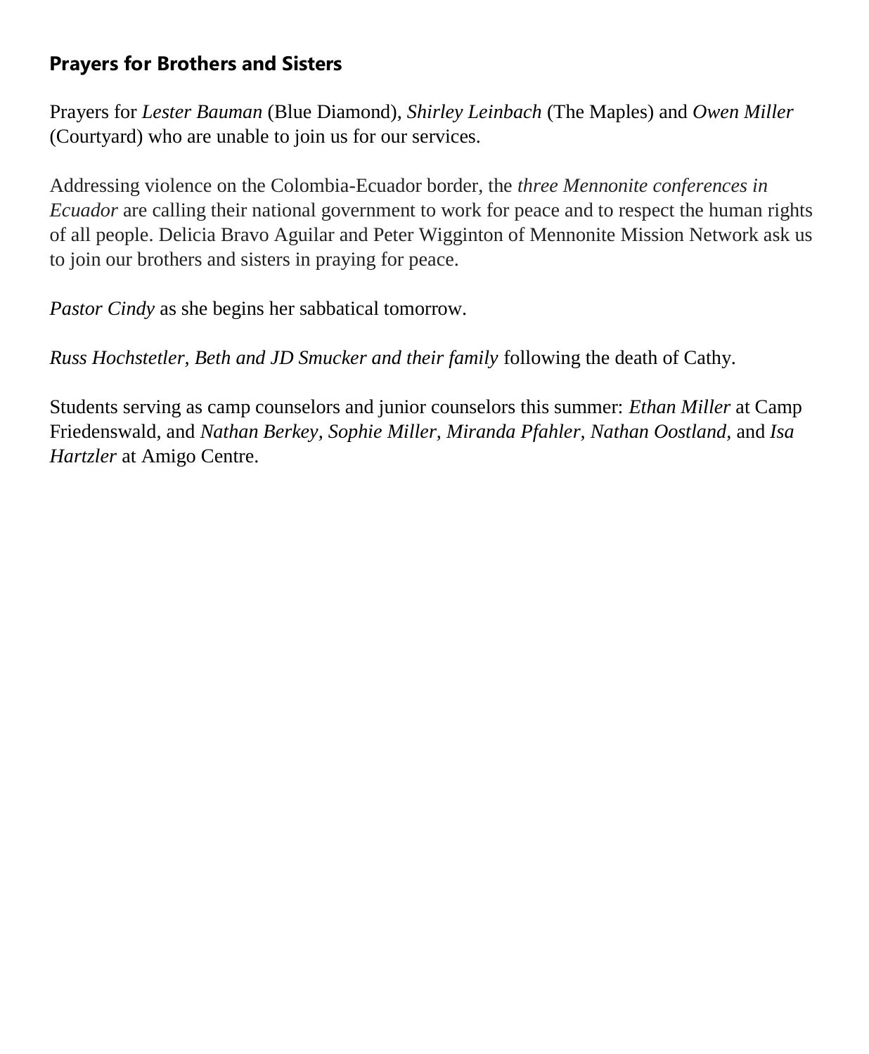## Prayers for Brothers and Sisters

Prayers for *Lester Bauman* (Blue Diamond), *Shirley Leinbach* (The Maples) and *Owen Miller* (Courtyard) who are unable to join us for our services.

Addressing violence on the Colombia-Ecuador border, the *three Mennonite conferences in Ecuador* are calling their national government to work for peace and to respect the human rights of all people. Delicia Bravo Aguilar and Peter Wigginton of Mennonite Mission Network ask us to join our brothers and sisters in praying for peace.

*Pastor Cindy* as she begins her sabbatical tomorrow.

*Russ Hochstetler, Beth and JD Smucker and their family* following the death of Cathy.

Students serving as camp counselors and junior counselors this summer: *Ethan Miller* at Camp Friedenswald, and *Nathan Berkey, Sophie Miller, Miranda Pfahler, Nathan Oostland,* and *Isa Hartzler* at Amigo Centre.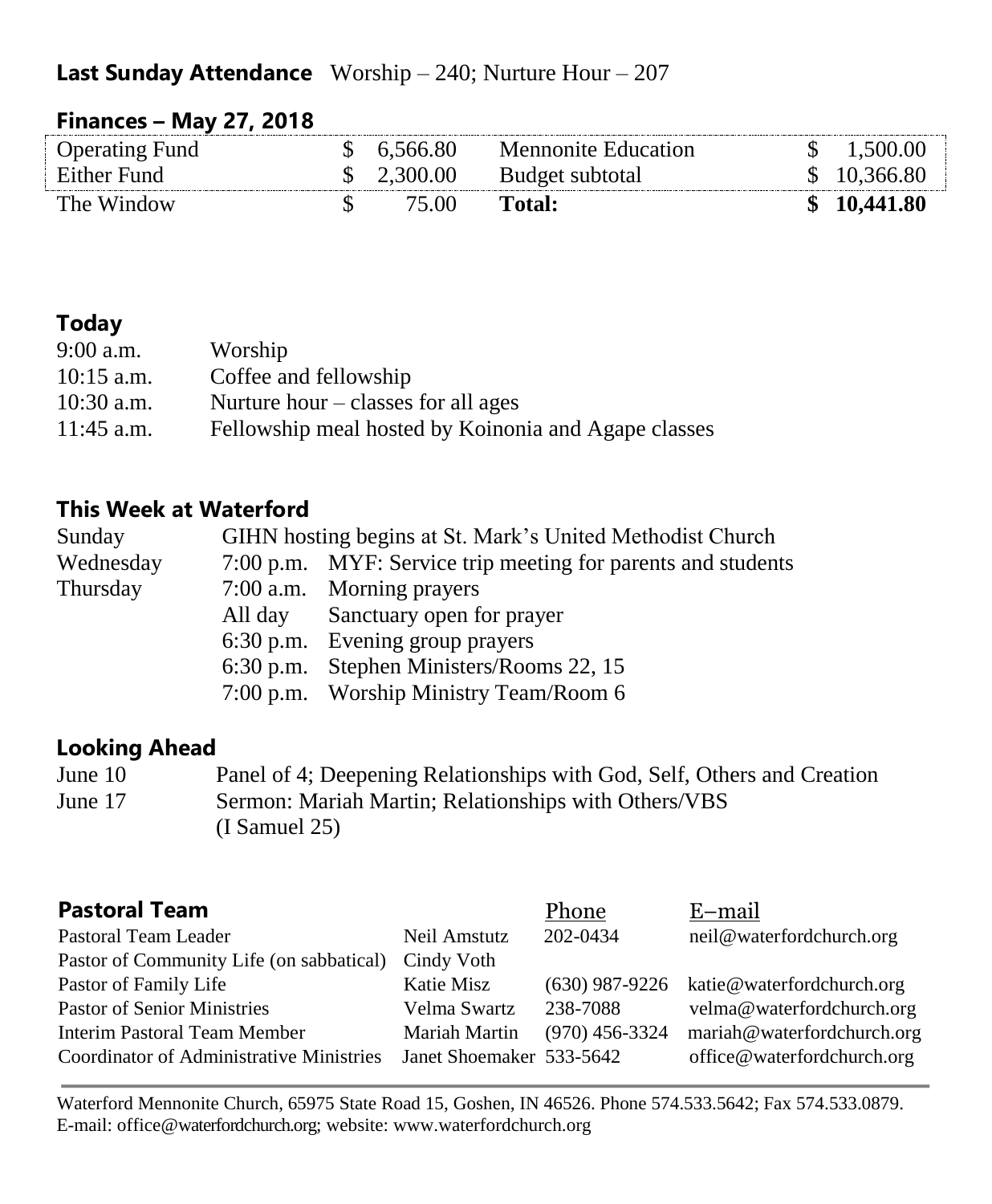**Last Sunday Attendance** Worship – 240; Nurture Hour – 207

### Finances – May 27, 2018

| | | | |
|---|---|---|---|
| Operating Fund | $ 6,566.80 | Mennonite Education | $ 1,500.00 |
| Either Fund | $ 2,300.00 | Budget subtotal | $ 10,366.80 |
| The Window | $ 75.00 | **Total:** | **$ 10,441.80** |

### Today

| | |
|---|---|
| 9:00 a.m. | Worship |
| 10:15 a.m. | Coffee and fellowship |
| 10:30 a.m. | Nurture hour – classes for all ages |
| 11:45 a.m. | Fellowship meal hosted by Koinonia and Agape classes |

### This Week at Waterford

| | | |
|---|---|---|
| Sunday | GIHN hosting begins at St. Mark's United Methodist Church | |
| Wednesday | 7:00 p.m. | MYF: Service trip meeting for parents and students |
| Thursday | 7:00 a.m. | Morning prayers |
| | All day | Sanctuary open for prayer |
| | 6:30 p.m. | Evening group prayers |
| | 6:30 p.m. | Stephen Ministers/Rooms 22, 15 |
| | 7:00 p.m. | Worship Ministry Team/Room 6 |

### Looking Ahead

| | |
|---|---|
| June 10 | Panel of 4; Deepening Relationships with God, Self, Others and Creation |
| June 17 | Sermon: Mariah Martin; Relationships with Others/VBS (I Samuel 25) |

### Pastoral Team

| | | Phone | E–mail |
|---|---|---|---|
| Pastoral Team Leader | Neil Amstutz | 202-0434 | neil@waterfordchurch.org |
| Pastor of Community Life (on sabbatical) | Cindy Voth | | |
| Pastor of Family Life | Katie Misz | (630) 987-9226 | katie@waterfordchurch.org |
| Pastor of Senior Ministries | Velma Swartz | 238-7088 | velma@waterfordchurch.org |
| Interim Pastoral Team Member | Mariah Martin | (970) 456-3324 | mariah@waterfordchurch.org |
| Coordinator of Administrative Ministries | Janet Shoemaker | 533-5642 | office@waterfordchurch.org |

Waterford Mennonite Church, 65975 State Road 15, Goshen, IN 46526. Phone 574.533.5642; Fax 574.533.0879. E-mail: office@waterfordchurch.org; website: www.waterfordchurch.org